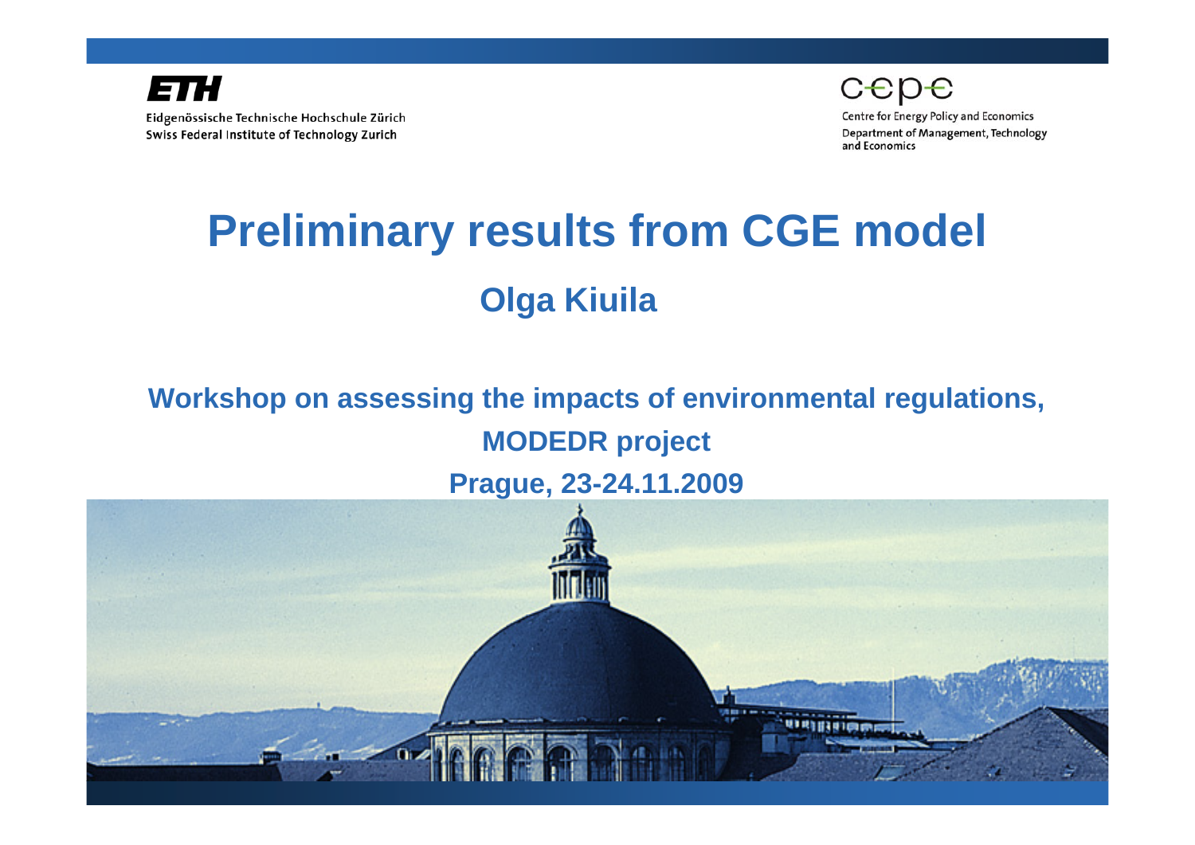ETH

Eidgenössische Technische Hochschule Zürich
Swiss Federal Institute of Technology Zurich

cepe

Centre for Energy Policy and Economics
Department of Management, Technology and Economics

# Preliminary results from CGE model

## Olga Kiuila

**Workshop on assessing the impacts of environmental regulations,**
**MODEDR project**
**Prague, 23-24.11.2009**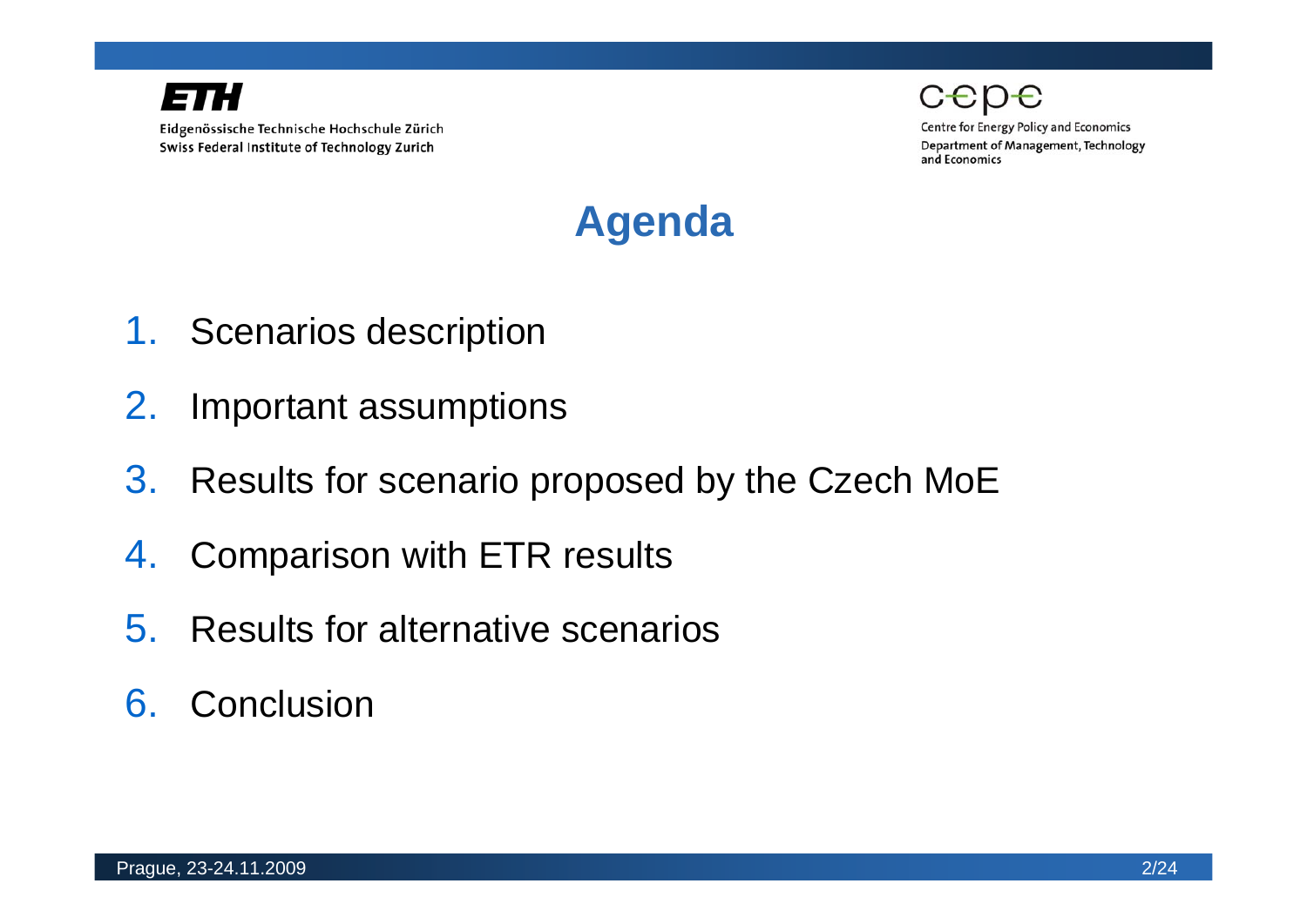# Agenda

1. Scenarios description
2. Important assumptions
3. Results for scenario proposed by the Czech MoE
4. Comparison with ETR results
5. Results for alternative scenarios
6. Conclusion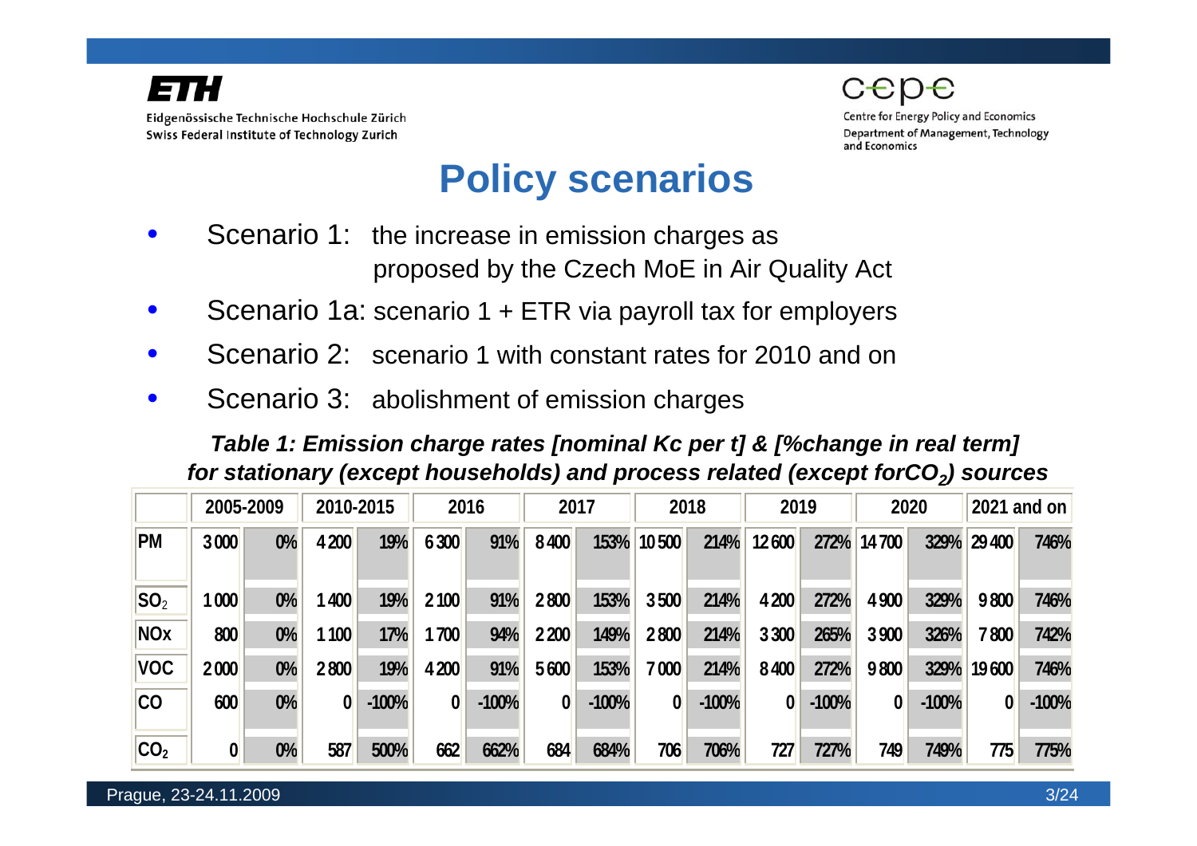# Policy scenarios

- Scenario 1: the increase in emission charges as proposed by the Czech MoE in Air Quality Act
- Scenario 1a: scenario 1 + ETR via payroll tax for employers
- Scenario 2: scenario 1 with constant rates for 2010 and on
- Scenario 3: abolishment of emission charges

***Table 1: Emission charge rates [nominal Kc per t] & [%change in real term] for stationary (except households) and process related (except for$CO_2$) sources***

| | 2005-2009 | | 2010-2015 | | 2016 | | 2017 | | 2018 | | 2019 | | 2020 | | 2021 and on | |
|---|---|---|---|---|---|---|---|---|---|---|---|---|---|---|---|---|
| PM | 3 000 | 0% | 4 200 | 19% | 6 300 | 91% | 8 400 | 153% | 10 500 | 214% | 12 600 | 272% | 14 700 | 329% | 29 400 | 746% |
| $SO_2$ | 1 000 | 0% | 1 400 | 19% | 2 100 | 91% | 2 800 | 153% | 3 500 | 214% | 4 200 | 272% | 4 900 | 329% | 9 800 | 746% |
| NOx | 800 | 0% | 1 100 | 17% | 1 700 | 94% | 2 200 | 149% | 2 800 | 214% | 3 300 | 265% | 3 900 | 326% | 7 800 | 742% |
| VOC | 2 000 | 0% | 2 800 | 19% | 4 200 | 91% | 5 600 | 153% | 7 000 | 214% | 8 400 | 272% | 9 800 | 329% | 19 600 | 746% |
| CO | 600 | 0% | 0 | -100% | 0 | -100% | 0 | -100% | 0 | -100% | 0 | -100% | 0 | -100% | 0 | -100% |
| $CO_2$ | 0 | 0% | 587 | 500% | 662 | 662% | 684 | 684% | 706 | 706% | 727 | 727% | 749 | 749% | 775 | 775% |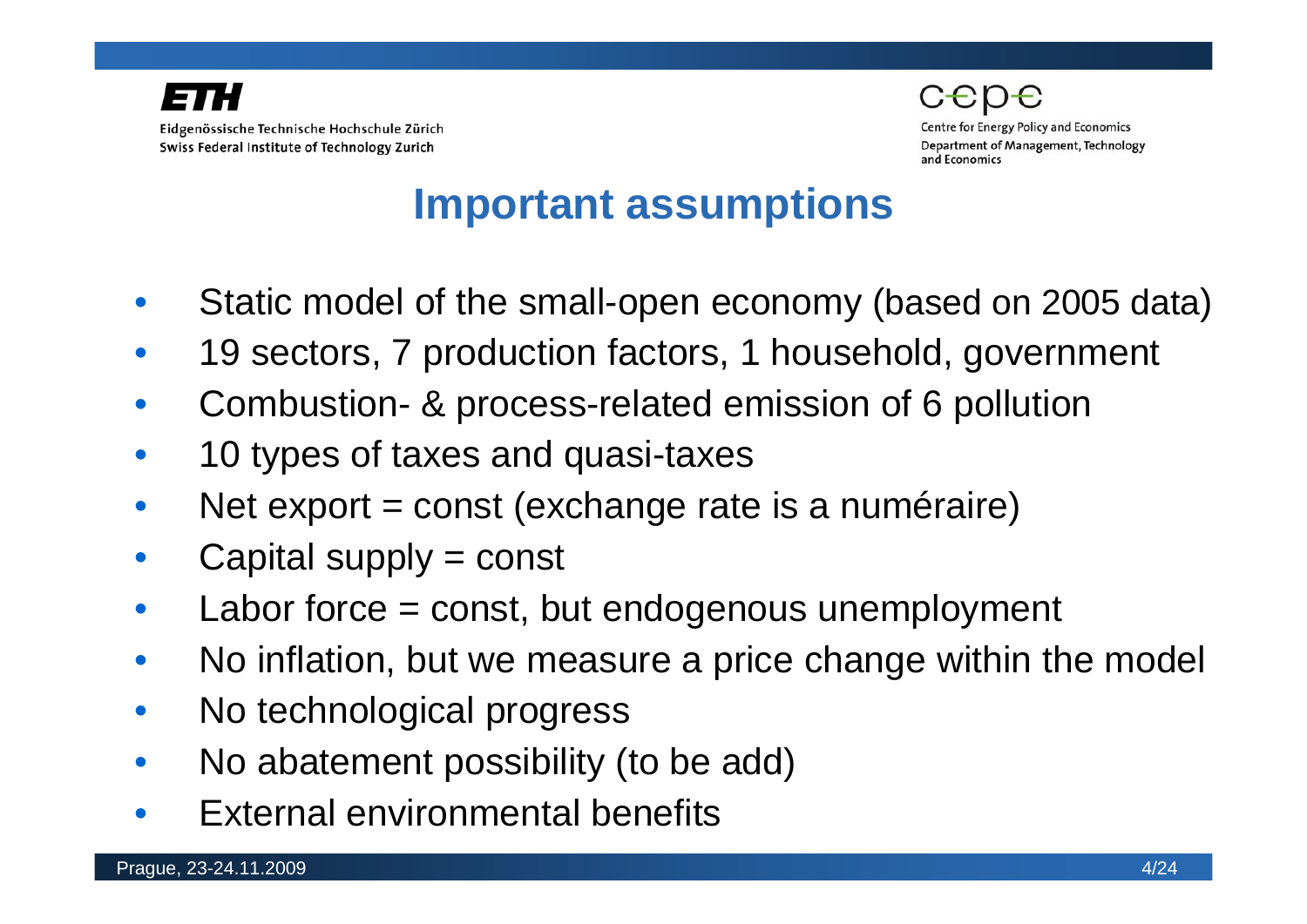# Important assumptions

- Static model of the small-open economy (based on 2005 data)
- 19 sectors, 7 production factors, 1 household, government
- Combustion- & process-related emission of 6 pollution
- 10 types of taxes and quasi-taxes
- Net export = const (exchange rate is a numéraire)
- Capital supply = const
- Labor force = const, but endogenous unemployment
- No inflation, but we measure a price change within the model
- No technological progress
- No abatement possibility (to be add)
- External environmental benefits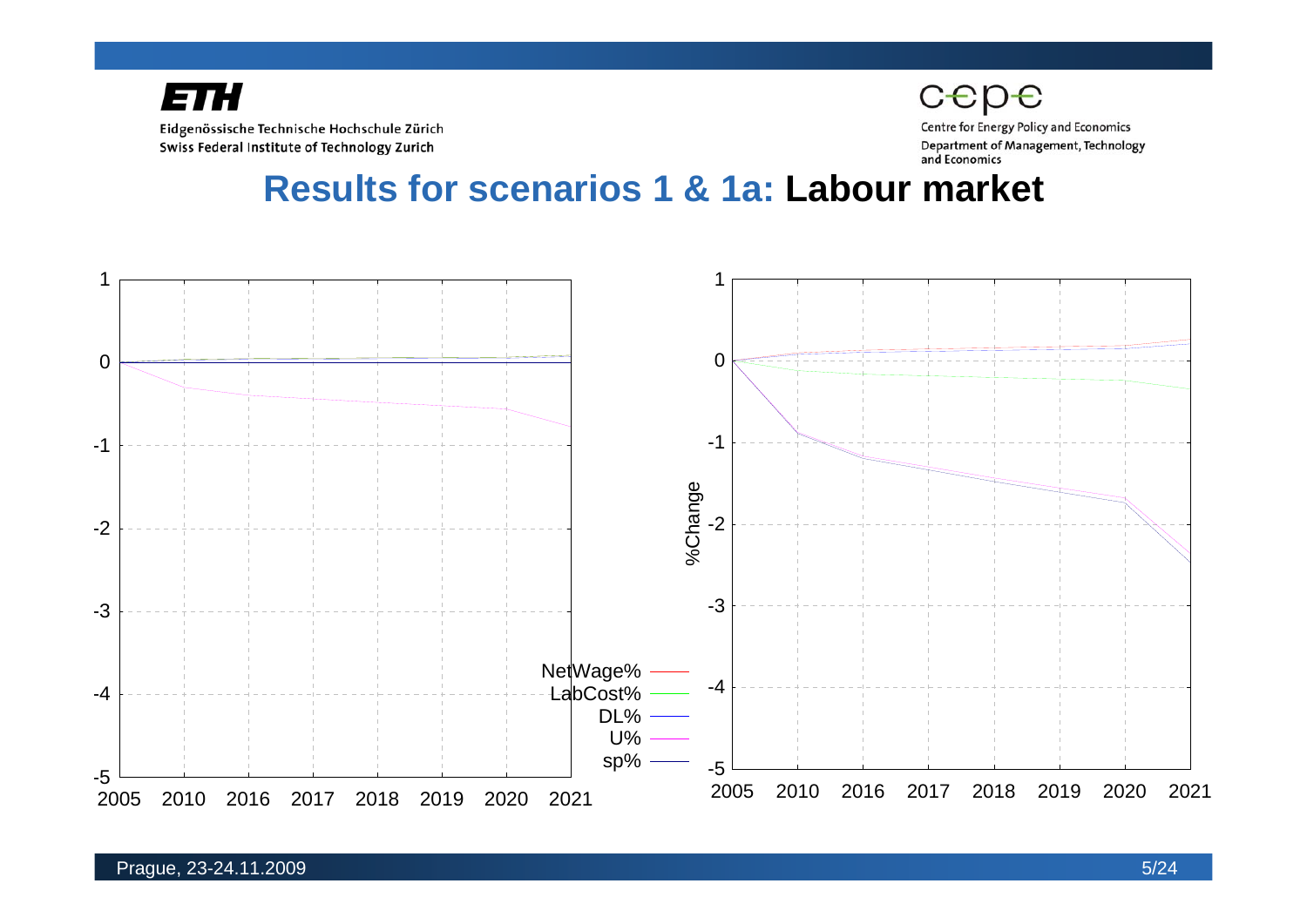# Results for scenarios 1 & 1a: Labour market

NetWage%
LabCost%
DL%
U%
sp%

%Change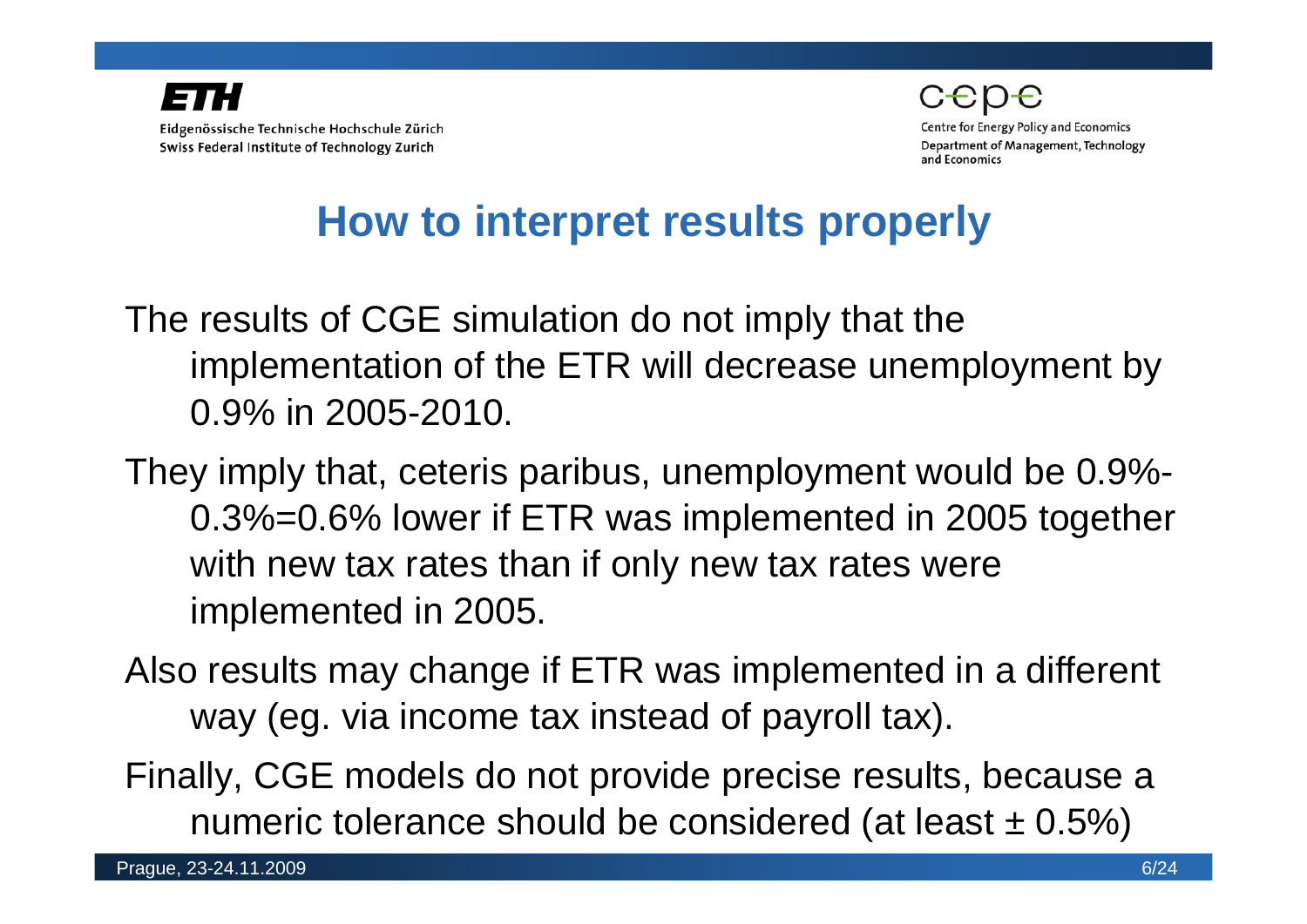# How to interpret results properly

The results of CGE simulation do not imply that the implementation of the ETR will decrease unemployment by 0.9% in 2005-2010.

They imply that, ceteris paribus, unemployment would be 0.9%-0.3%=0.6% lower if ETR was implemented in 2005 together with new tax rates than if only new tax rates were implemented in 2005.

Also results may change if ETR was implemented in a different way (eg. via income tax instead of payroll tax).

Finally, CGE models do not provide precise results, because a numeric tolerance should be considered (at least ± 0.5%)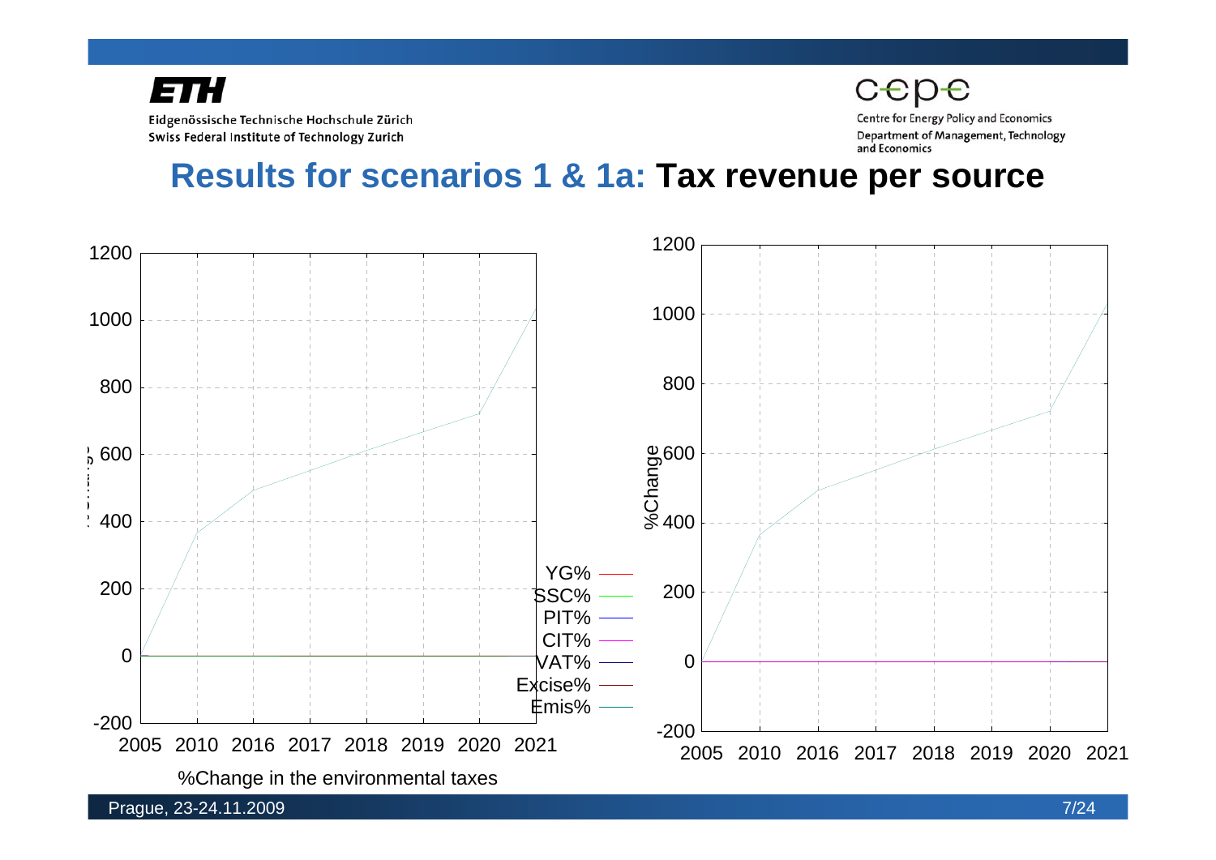# Results for scenarios 1 & 1a: **Tax revenue per source**

%Change in the environmental taxes

YG%
SSC%
PIT%
CIT%
VAT%
Excise%
Emis%

%Change

2005 2010 2016 2017 2018 2019 2020 2021

Prague, 23-24.11.2009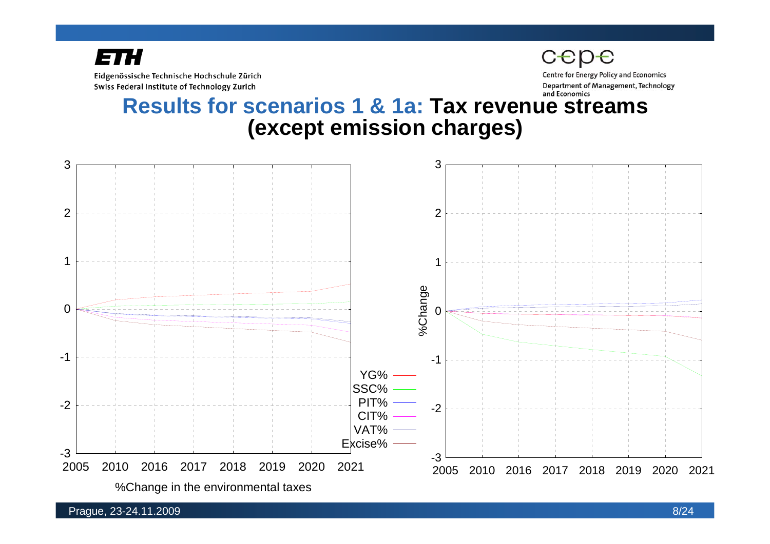# Results for scenarios 1 & 1a: Tax revenue streams (except emission charges)

YG%
SSC%
PIT%
CIT%
VAT%
Excise%

%Change in the environmental taxes

%Change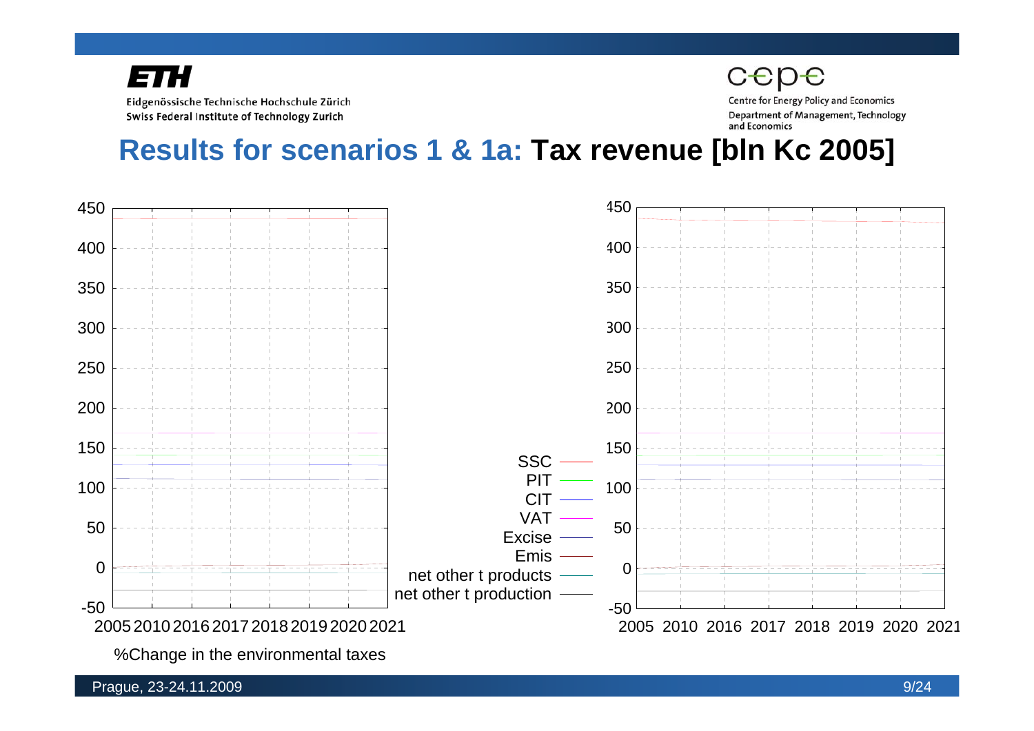# **Results for scenarios 1 & 1a:** Tax revenue [bln Kc 2005]

450
400
350
300
250
200
150
100
50
0
-50

2005 2010 2016 2017 2018 2019 2020 2021

SSC
PIT
CIT
VAT
Excise
Emis
net other t products
net other t production

450
400
350
300
250
200
150
100
50
0
-50

2005 2010 2016 2017 2018 2019 2020 2021

%Change in the environmental taxes

Prague, 23-24.11.2009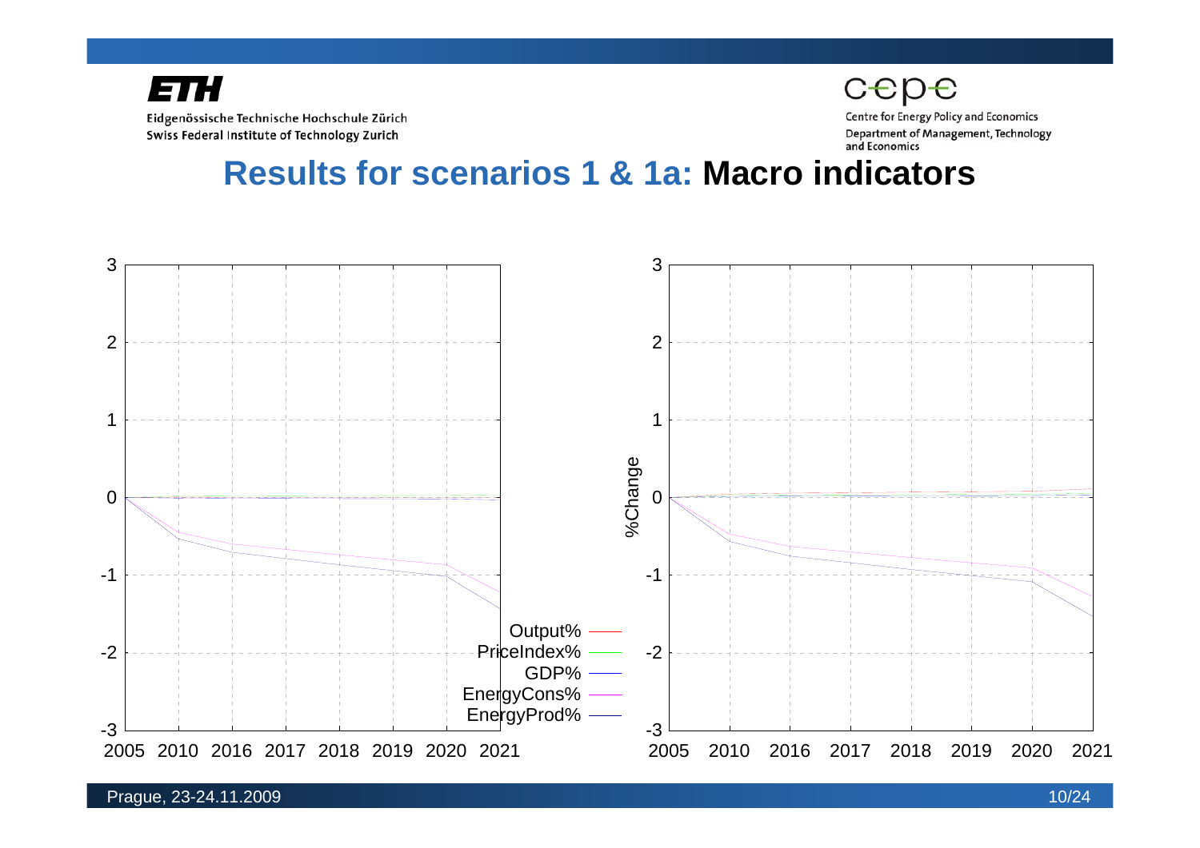# Results for scenarios 1 & 1a: Macro indicators

Output%
PriceIndex%
GDP%
EnergyCons%
EnergyProd%

%Change

2005 2010 2016 2017 2018 2019 2020 2021

Prague, 23-24.11.2009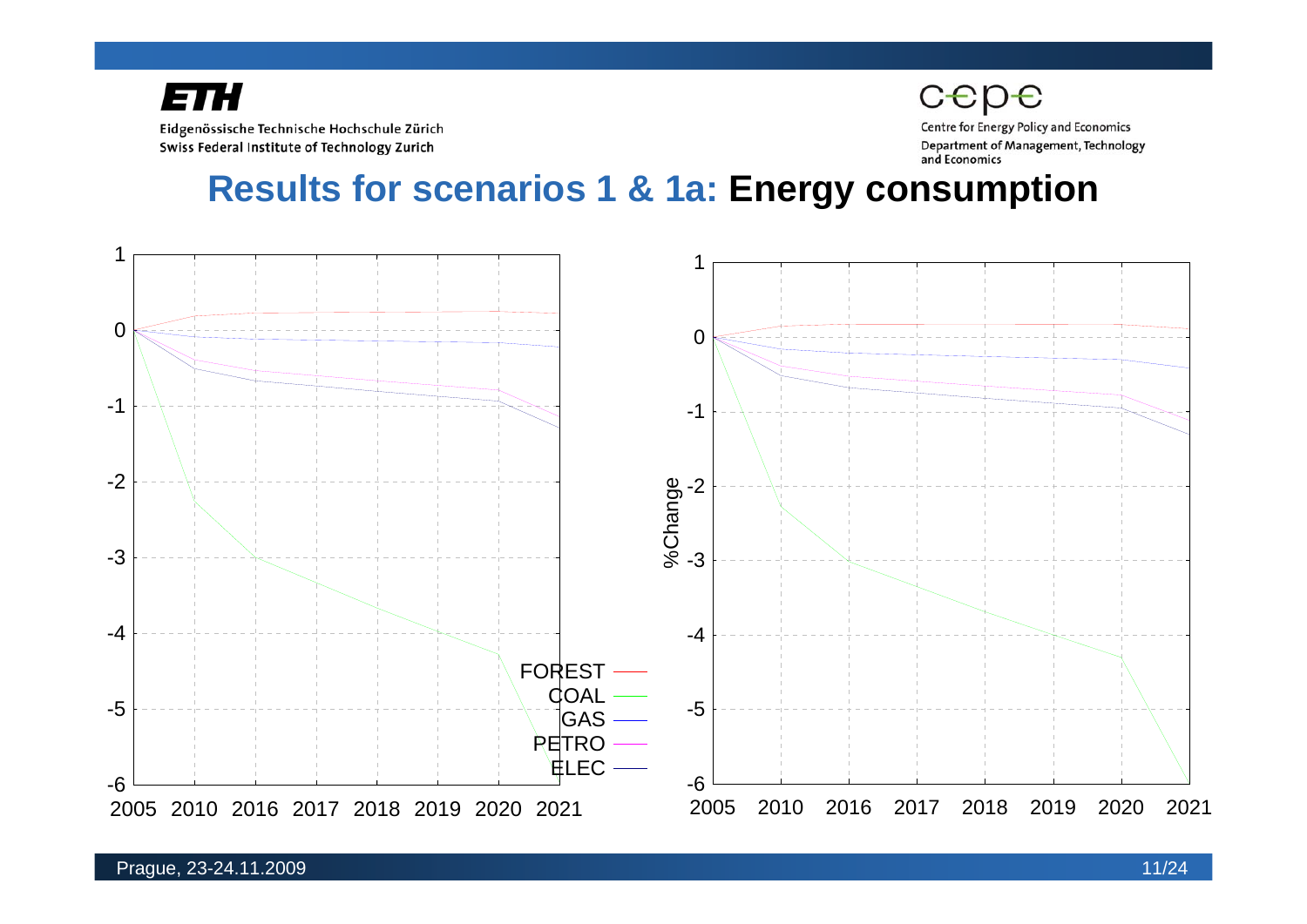# Results for scenarios 1 & 1a: Energy consumption

FOREST
COAL
GAS
PETRO
ELEC

%Change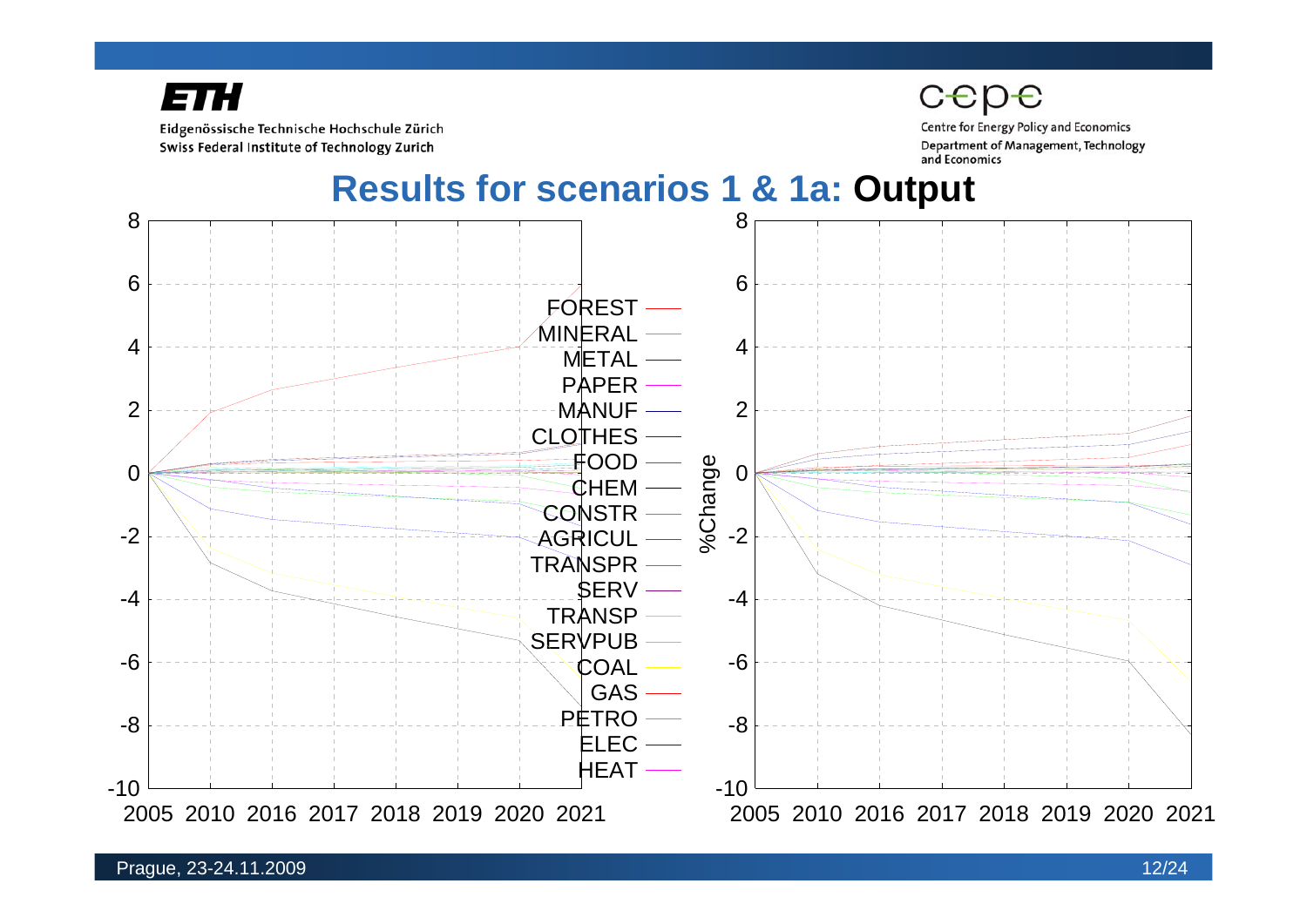# Results for scenarios 1 & 1a: **Output**

%Change

FOREST
MINERAL
METAL
PAPER
MANUF
CLOTHES
FOOD
CHEM
CONSTR
AGRICUL
TRANSPR
SERV
TRANSP
SERVPUB
COAL
GAS
PETRO
ELEC
HEAT

2005 2010 2016 2017 2018 2019 2020 2021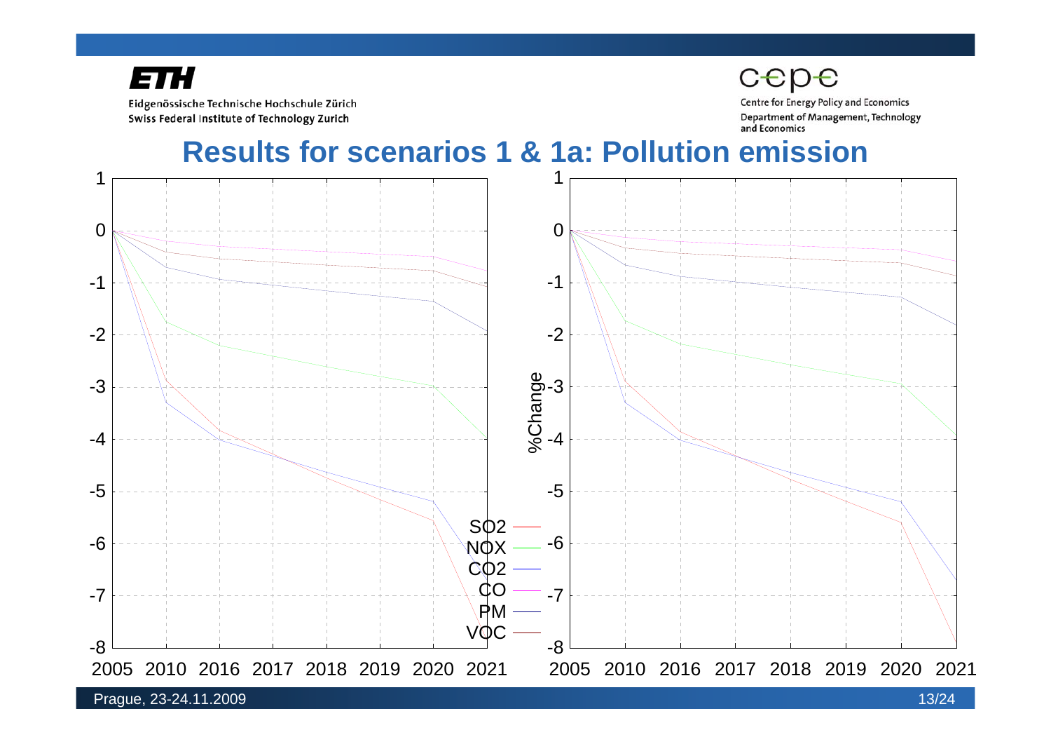# Results for scenarios 1 & 1a: Pollution emission

%Change

SO2
NOX
CO2
CO
PM
VOC

1
0
-1
-2
-3
-4
-5
-6
-7
-8

2005 2010 2016 2017 2018 2019 2020 2021

2005 2010 2016 2017 2018 2019 2020 2021

Prague, 23-24.11.2009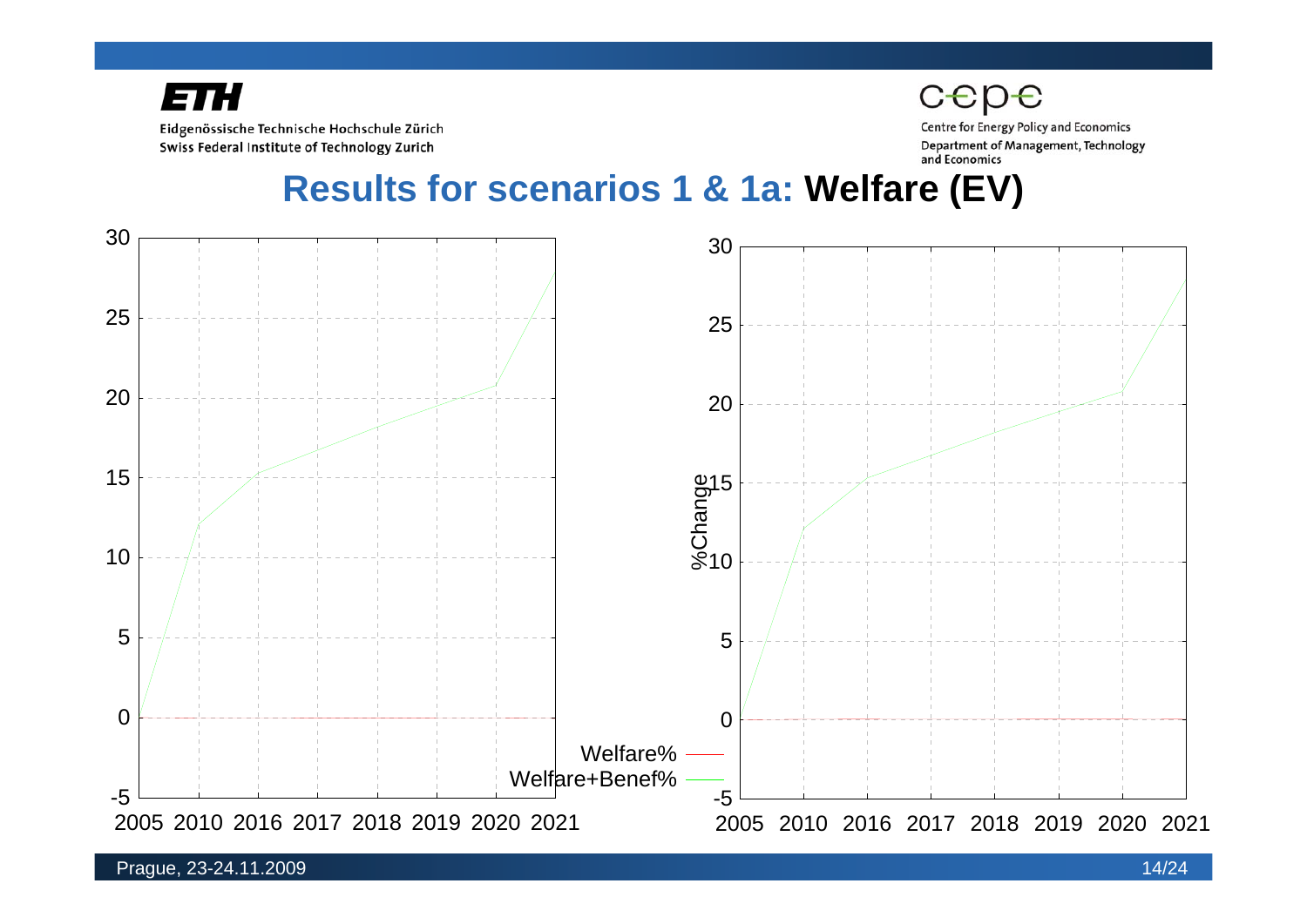# Results for scenarios 1 & 1a: **Welfare (EV)**

Welfare%

Welfare+Benef%

%Change

2005 2010 2016 2017 2018 2019 2020 2021

2005 2010 2016 2017 2018 2019 2020 2021

Prague, 23-24.11.2009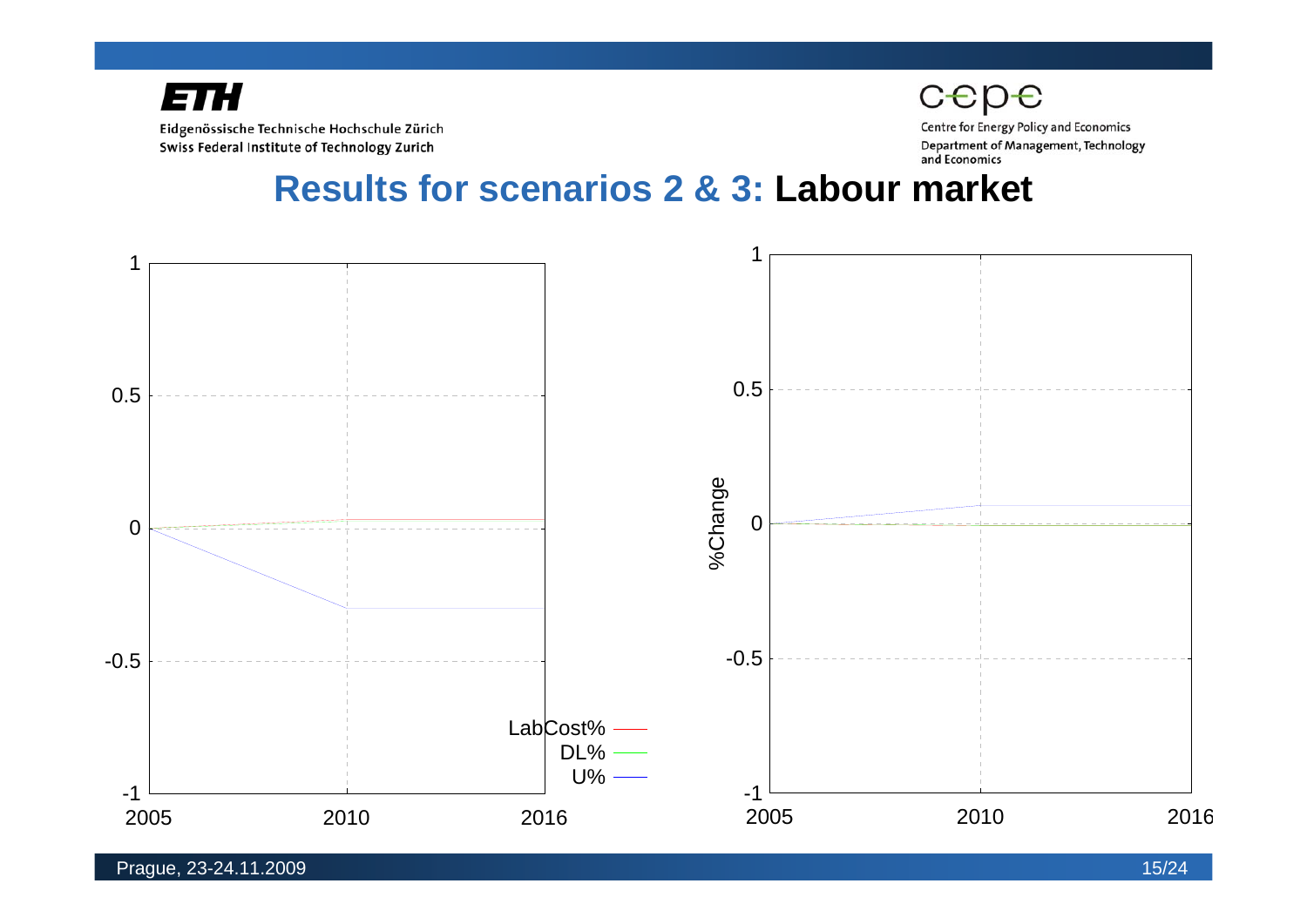# Results for scenarios 2 & 3: **Labour market**

1

0.5

0

-0.5

-1

2005 2010 2016

LabCost%
DL%
U%

1

0.5

0

-0.5

-1

%Change

2005 2010 2016

Prague, 23-24.11.2009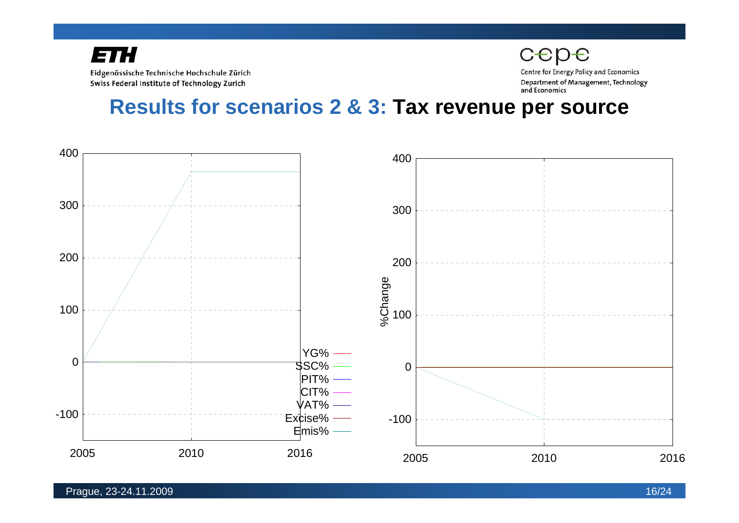# Results for scenarios 2 & 3: Tax revenue per source

400
300
200
100
0
-100

2005 2010 2016

YG%
SSC%
PIT%
CIT%
VAT%
Excise%
Emis%

%Change

400
300
200
100
0
-100

2005 2010 2016

Prague, 23-24.11.2009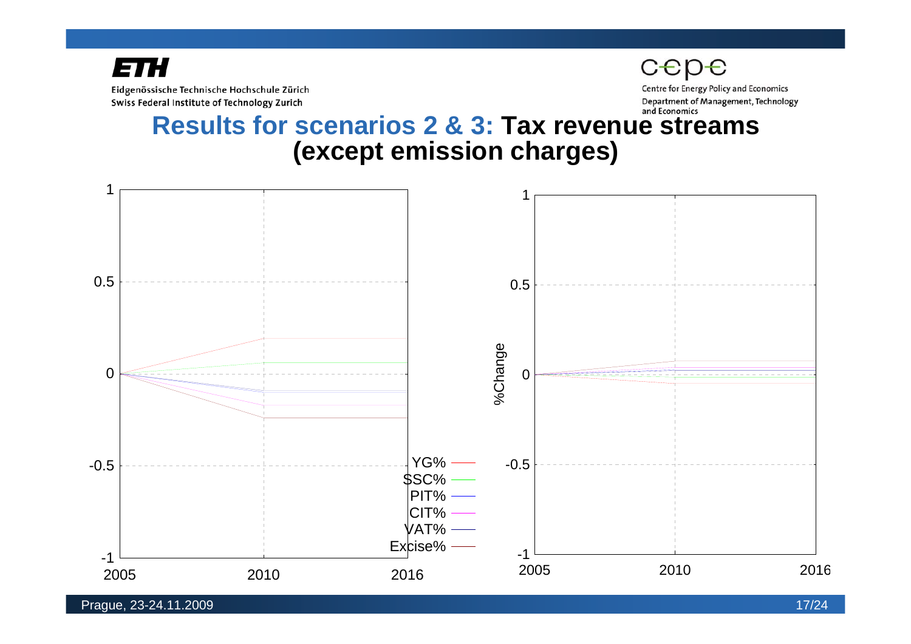# Results for scenarios 2 & 3: Tax revenue streams (except emission charges)

YG%
SSC%
PIT%
CIT%
VAT%
Excise%

%Change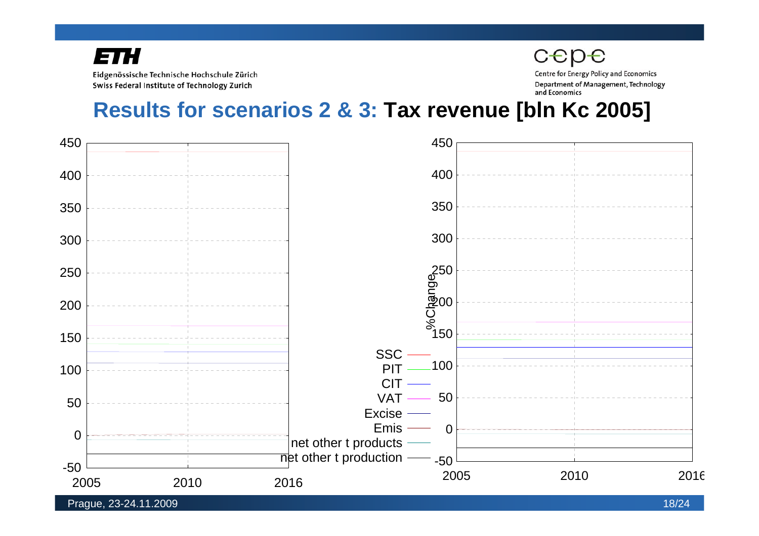## Results for scenarios 2 & 3: Tax revenue [bln Kc 2005]

SSC
PIT
CIT
VAT
Excise
Emis
net other t products
net other t production

%Change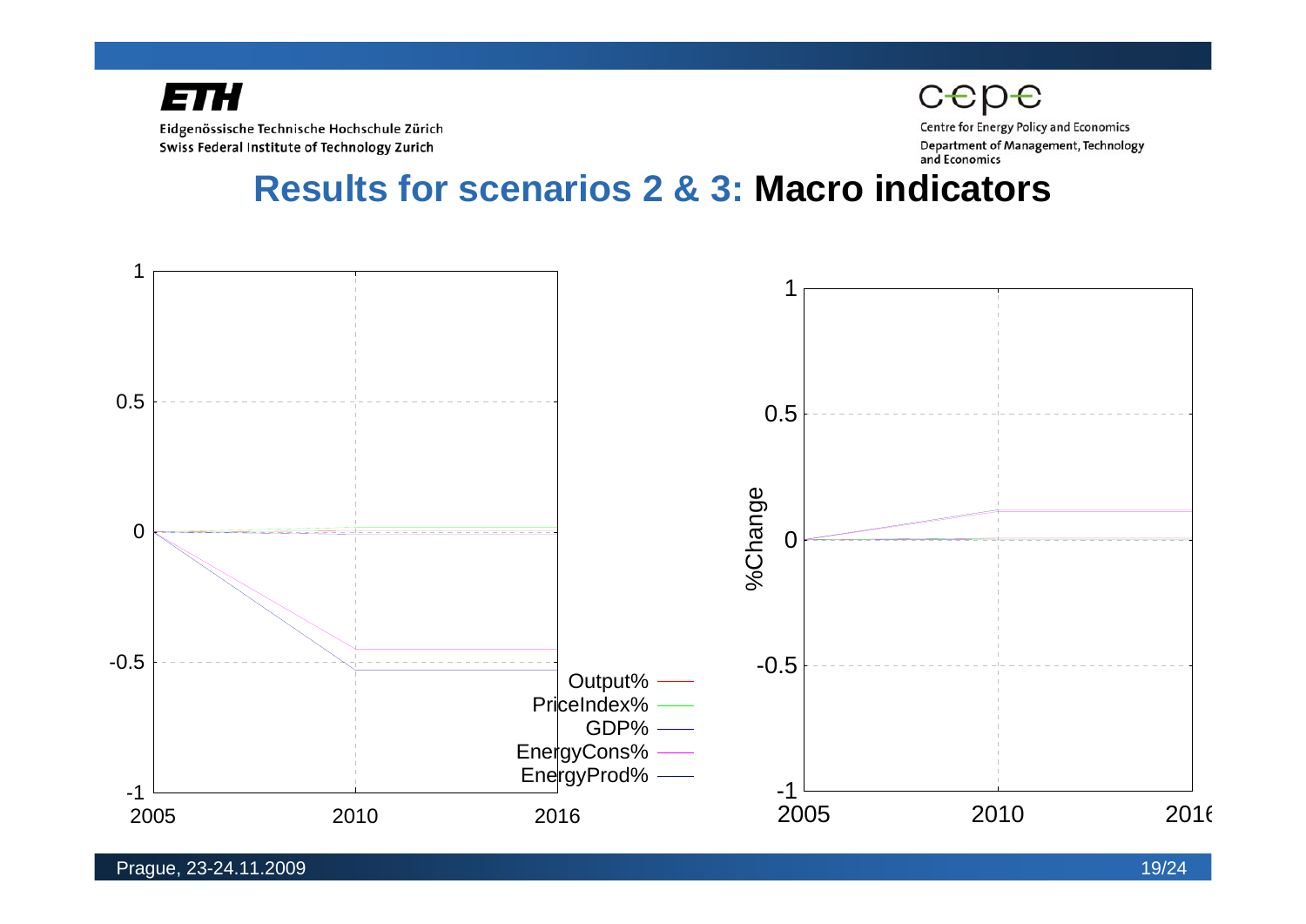# Results for scenarios 2 & 3: Macro indicators

Output%
PriceIndex%
GDP%
EnergyCons%
EnergyProd%

%Change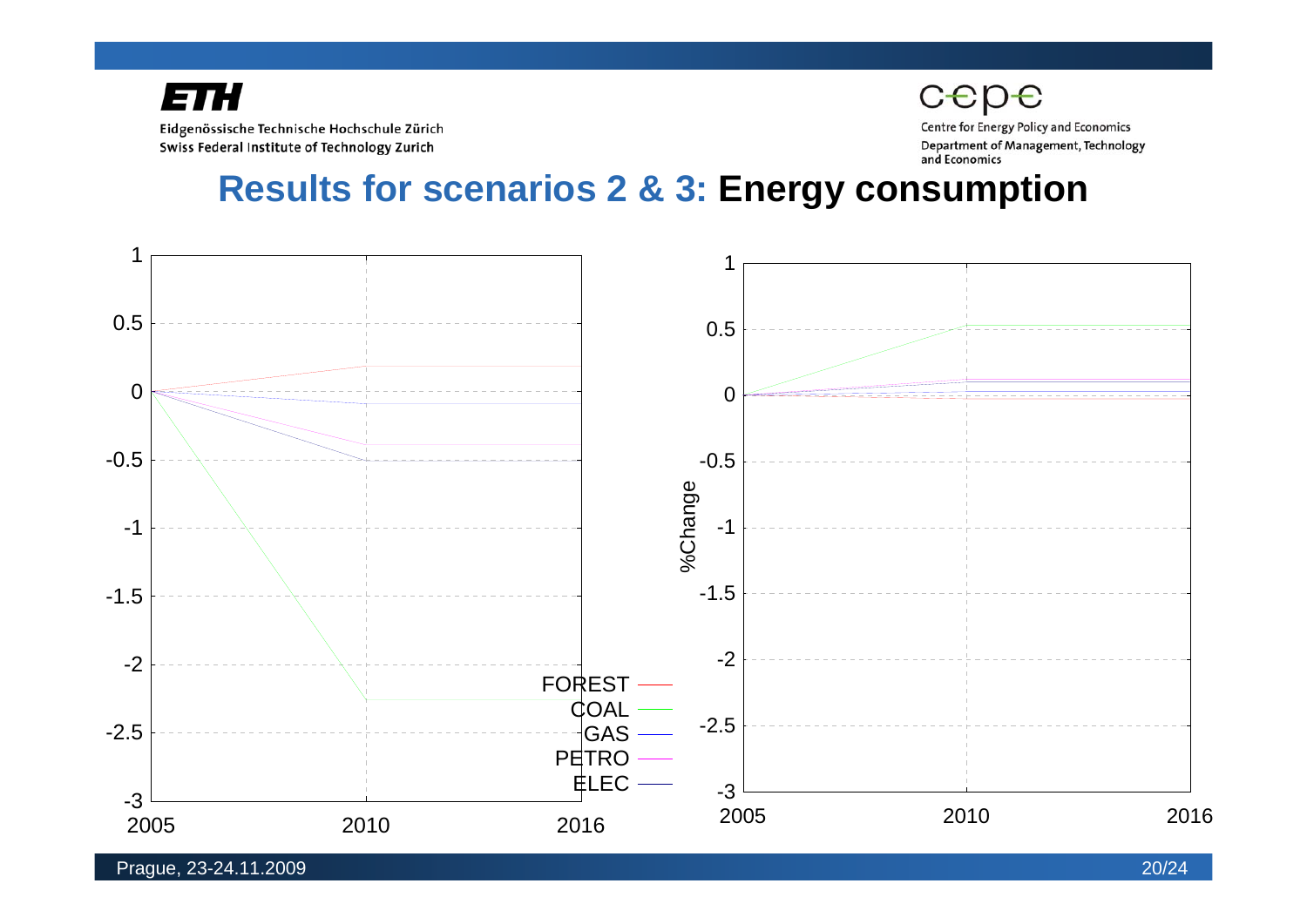# Results for scenarios 2 & 3: Energy consumption

FOREST

COAL

GAS

PETRO

ELEC

%Change

2005 2010 2016

2005 2010 2016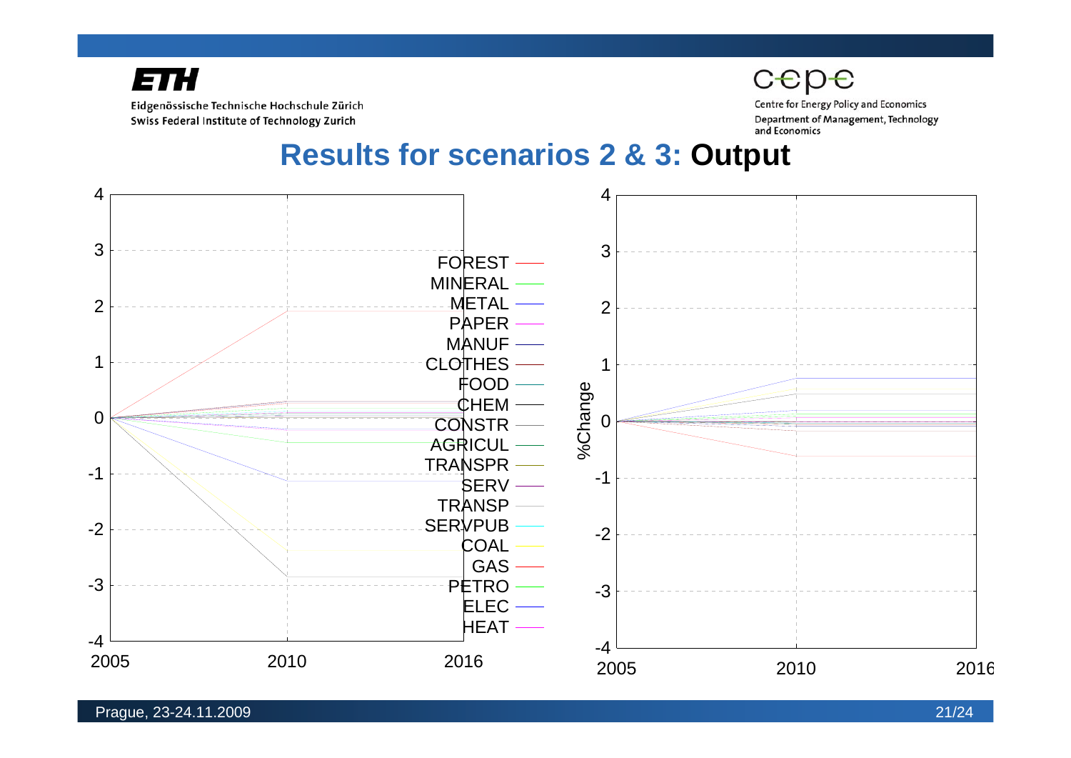# Results for scenarios 2 & 3: **Output**

FOREST
MINERAL
METAL
PAPER
MANUF
CLOTHES
FOOD
CHEM
CONSTR
AGRICUL
TRANSPR
SERV
TRANSP
SERVPUB
COAL
GAS
PETRO
ELEC
HEAT

%Change

Prague, 23-24.11.2009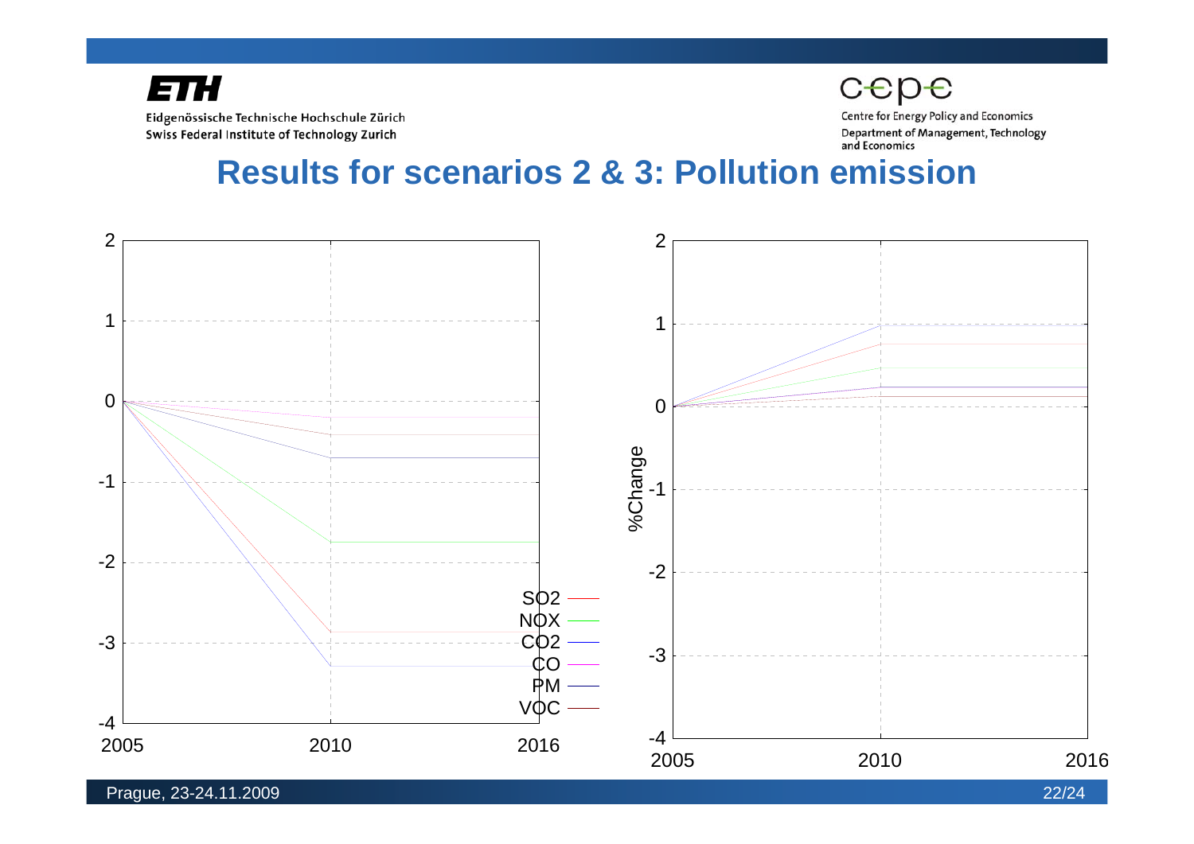# Results for scenarios 2 & 3: Pollution emission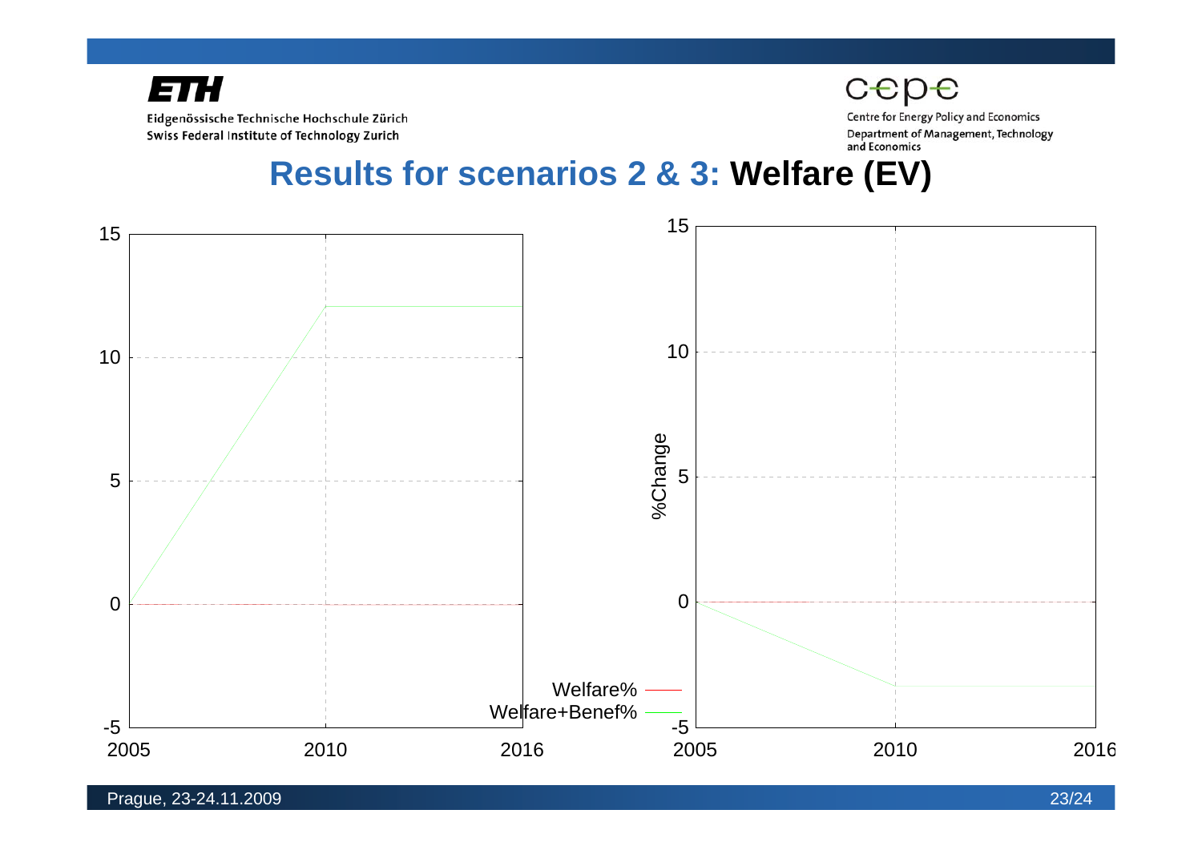# Results for scenarios 2 & 3: **Welfare (EV)**

%Change

Welfare%

Welfare+Benef%

2005 2010 2016

15 10 5 0 -5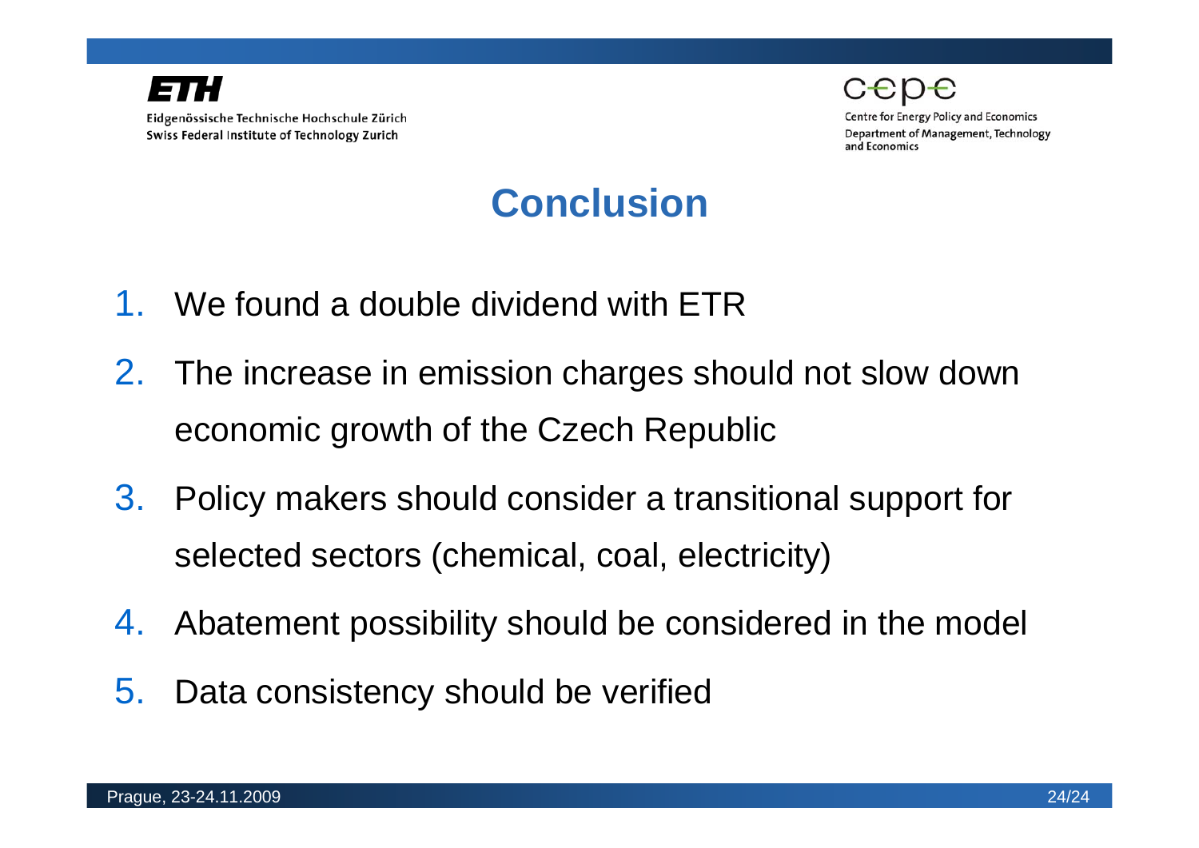# Conclusion

1. We found a double dividend with ETR
2. The increase in emission charges should not slow down economic growth of the Czech Republic
3. Policy makers should consider a transitional support for selected sectors (chemical, coal, electricity)
4. Abatement possibility should be considered in the model
5. Data consistency should be verified